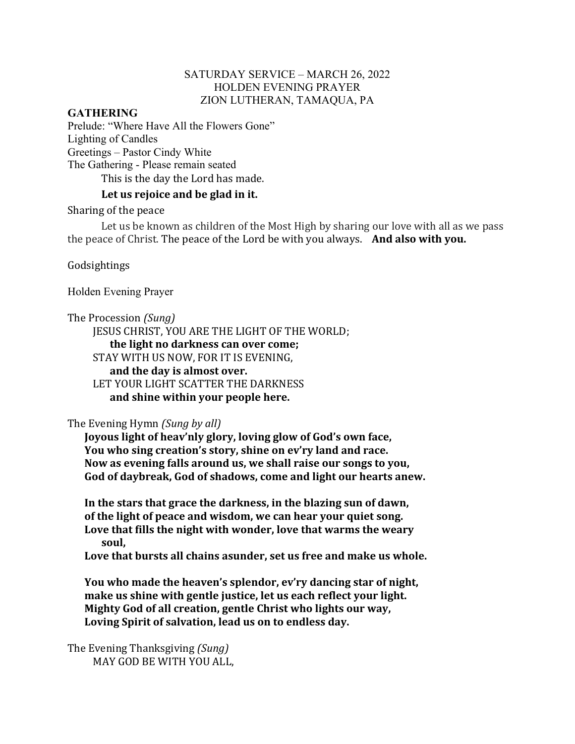SATURDAY SERVICE – MARCH 26, 2022
HOLDEN EVENING PRAYER
ZION LUTHERAN, TAMAQUA, PA

**GATHERING**

Prelude: "Where Have All the Flowers Gone"
Lighting of Candles
Greetings – Pastor Cindy White
The Gathering - Please remain seated

This is the day the Lord has made.
**Let us rejoice and be glad in it.**

Sharing of the peace

Let us be known as children of the Most High by sharing our love with all as we pass the peace of Christ. The peace of the Lord be with you always. **And also with you.**

Godsightings

Holden Evening Prayer

The Procession *(Sung)*

JESUS CHRIST, YOU ARE THE LIGHT OF THE WORLD;
**the light no darkness can over come;**
STAY WITH US NOW, FOR IT IS EVENING,
**and the day is almost over.**
LET YOUR LIGHT SCATTER THE DARKNESS
**and shine within your people here.**

The Evening Hymn *(Sung by all)*

**Joyous light of heav'nly glory, loving glow of God's own face,**
**You who sing creation's story, shine on ev'ry land and race.**
**Now as evening falls around us, we shall raise our songs to you,**
**God of daybreak, God of shadows, come and light our hearts anew.**

**In the stars that grace the darkness, in the blazing sun of dawn,**
**of the light of peace and wisdom, we can hear your quiet song.**
**Love that fills the night with wonder, love that warms the weary soul,**
**Love that bursts all chains asunder, set us free and make us whole.**

**You who made the heaven's splendor, ev'ry dancing star of night,**
**make us shine with gentle justice, let us each reflect your light.**
**Mighty God of all creation, gentle Christ who lights our way,**
**Loving Spirit of salvation, lead us on to endless day.**

The Evening Thanksgiving *(Sung)*

MAY GOD BE WITH YOU ALL,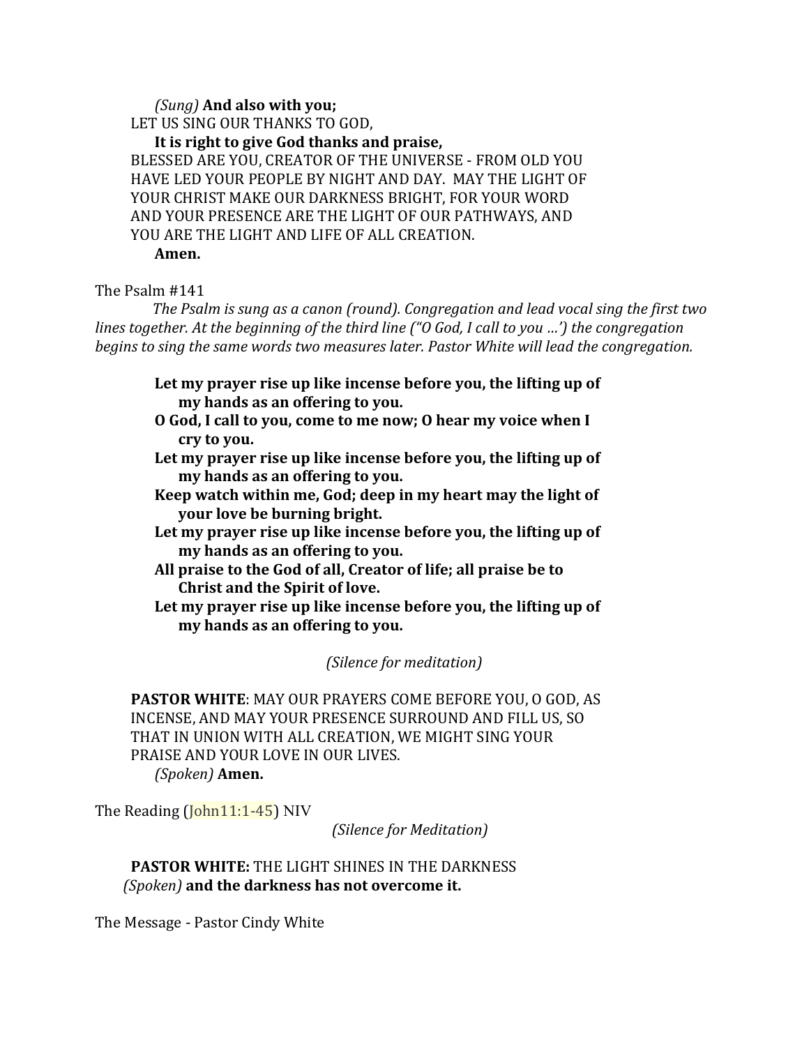*(Sung)* **And also with you;**

LET US SING OUR THANKS TO GOD,

**It is right to give God thanks and praise,**

BLESSED ARE YOU, CREATOR OF THE UNIVERSE - FROM OLD YOU HAVE LED YOUR PEOPLE BY NIGHT AND DAY. MAY THE LIGHT OF YOUR CHRIST MAKE OUR DARKNESS BRIGHT, FOR YOUR WORD AND YOUR PRESENCE ARE THE LIGHT OF OUR PATHWAYS, AND YOU ARE THE LIGHT AND LIFE OF ALL CREATION.

**Amen.**

The Psalm #141

*The Psalm is sung as a canon (round). Congregation and lead vocal sing the first two lines together. At the beginning of the third line ("O God, I call to you …') the congregation begins to sing the same words two measures later. Pastor White will lead the congregation.*

**Let my prayer rise up like incense before you, the lifting up of my hands as an offering to you.**
**O God, I call to you, come to me now; O hear my voice when I cry to you.**
**Let my prayer rise up like incense before you, the lifting up of my hands as an offering to you.**
**Keep watch within me, God; deep in my heart may the light of your love be burning bright.**
**Let my prayer rise up like incense before you, the lifting up of my hands as an offering to you.**
**All praise to the God of all, Creator of life; all praise be to Christ and the Spirit of love.**
**Let my prayer rise up like incense before you, the lifting up of my hands as an offering to you.**

*(Silence for meditation)*

**PASTOR WHITE**: MAY OUR PRAYERS COME BEFORE YOU, O GOD, AS INCENSE, AND MAY YOUR PRESENCE SURROUND AND FILL US, SO THAT IN UNION WITH ALL CREATION, WE MIGHT SING YOUR PRAISE AND YOUR LOVE IN OUR LIVES.

*(Spoken)* **Amen.**

The Reading (John11:1-45) NIV

*(Silence for Meditation)*

**PASTOR WHITE:** THE LIGHT SHINES IN THE DARKNESS

*(Spoken)* **and the darkness has not overcome it.**

The Message - Pastor Cindy White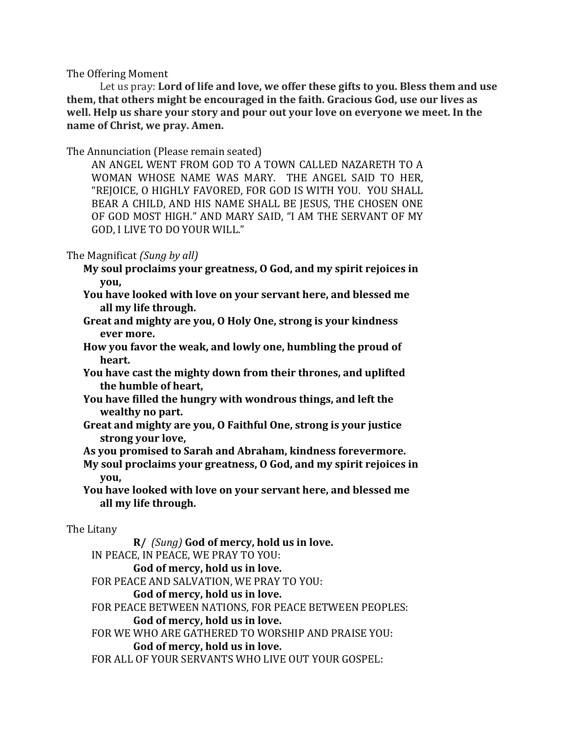The Offering Moment

Let us pray: **Lord of life and love, we offer these gifts to you. Bless them and use them, that others might be encouraged in the faith. Gracious God, use our lives as well. Help us share your story and pour out your love on everyone we meet. In the name of Christ, we pray. Amen.**

The Annunciation (Please remain seated)

AN ANGEL WENT FROM GOD TO A TOWN CALLED NAZARETH TO A WOMAN WHOSE NAME WAS MARY. THE ANGEL SAID TO HER, "REJOICE, O HIGHLY FAVORED, FOR GOD IS WITH YOU. YOU SHALL BEAR A CHILD, AND HIS NAME SHALL BE JESUS, THE CHOSEN ONE OF GOD MOST HIGH." AND MARY SAID, "I AM THE SERVANT OF MY GOD, I LIVE TO DO YOUR WILL."

The Magnificat *(Sung by all)*

**My soul proclaims your greatness, O God, and my spirit rejoices in you,**
**You have looked with love on your servant here, and blessed me all my life through.**
**Great and mighty are you, O Holy One, strong is your kindness ever more.**
**How you favor the weak, and lowly one, humbling the proud of heart.**
**You have cast the mighty down from their thrones, and uplifted the humble of heart,**
**You have filled the hungry with wondrous things, and left the wealthy no part.**
**Great and mighty are you, O Faithful One, strong is your justice strong your love,**
**As you promised to Sarah and Abraham, kindness forevermore.**
**My soul proclaims your greatness, O God, and my spirit rejoices in you,**
**You have looked with love on your servant here, and blessed me all my life through.**

The Litany

**R/** *(Sung)* **God of mercy, hold us in love.**

IN PEACE, IN PEACE, WE PRAY TO YOU:

**God of mercy, hold us in love.**

FOR PEACE AND SALVATION, WE PRAY TO YOU:

**God of mercy, hold us in love.**

FOR PEACE BETWEEN NATIONS, FOR PEACE BETWEEN PEOPLES:

**God of mercy, hold us in love.**

FOR WE WHO ARE GATHERED TO WORSHIP AND PRAISE YOU:

**God of mercy, hold us in love.**

FOR ALL OF YOUR SERVANTS WHO LIVE OUT YOUR GOSPEL: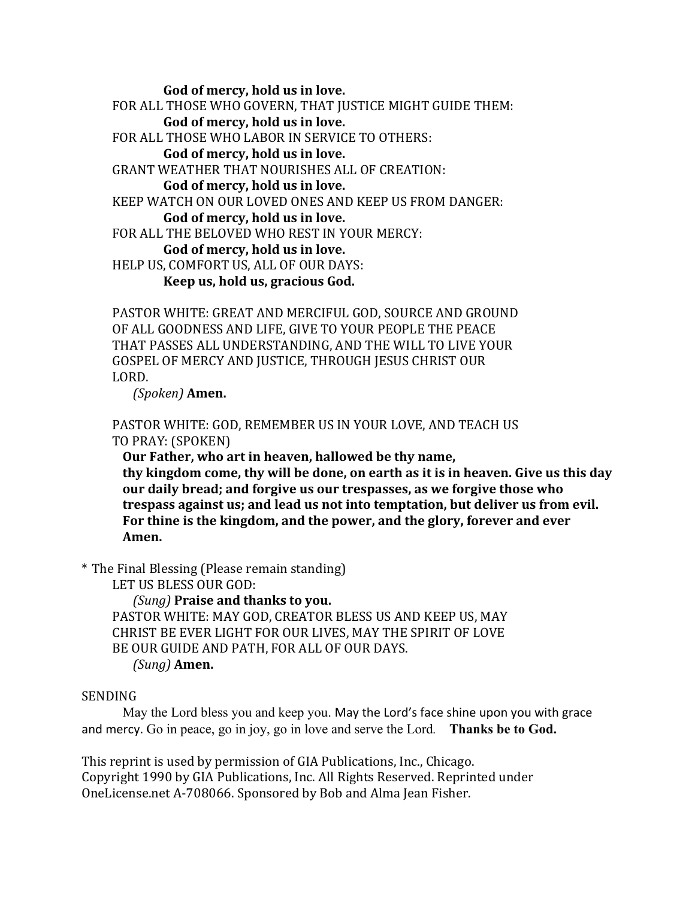**God of mercy, hold us in love.**

FOR ALL THOSE WHO GOVERN, THAT JUSTICE MIGHT GUIDE THEM:

**God of mercy, hold us in love.**

FOR ALL THOSE WHO LABOR IN SERVICE TO OTHERS:

**God of mercy, hold us in love.**

GRANT WEATHER THAT NOURISHES ALL OF CREATION:

**God of mercy, hold us in love.**

KEEP WATCH ON OUR LOVED ONES AND KEEP US FROM DANGER:

**God of mercy, hold us in love.**

FOR ALL THE BELOVED WHO REST IN YOUR MERCY:

**God of mercy, hold us in love.**

HELP US, COMFORT US, ALL OF OUR DAYS:

**Keep us, hold us, gracious God.**

PASTOR WHITE: GREAT AND MERCIFUL GOD, SOURCE AND GROUND OF ALL GOODNESS AND LIFE, GIVE TO YOUR PEOPLE THE PEACE THAT PASSES ALL UNDERSTANDING, AND THE WILL TO LIVE YOUR GOSPEL OF MERCY AND JUSTICE, THROUGH JESUS CHRIST OUR LORD.

*(Spoken)* **Amen.**

PASTOR WHITE: GOD, REMEMBER US IN YOUR LOVE, AND TEACH US TO PRAY: (SPOKEN)

**Our Father, who art in heaven, hallowed be thy name, thy kingdom come, thy will be done, on earth as it is in heaven. Give us this day our daily bread; and forgive us our trespasses, as we forgive those who trespass against us; and lead us not into temptation, but deliver us from evil. For thine is the kingdom, and the power, and the glory, forever and ever Amen.**

\* The Final Blessing (Please remain standing)

LET US BLESS OUR GOD:

*(Sung)* **Praise and thanks to you.**

PASTOR WHITE: MAY GOD, CREATOR BLESS US AND KEEP US, MAY CHRIST BE EVER LIGHT FOR OUR LIVES, MAY THE SPIRIT OF LOVE BE OUR GUIDE AND PATH, FOR ALL OF OUR DAYS.

*(Sung)* **Amen.**

SENDING

May the Lord bless you and keep you. May the Lord's face shine upon you with grace and mercy. Go in peace, go in joy, go in love and serve the Lord. **Thanks be to God.**

This reprint is used by permission of GIA Publications, Inc., Chicago. Copyright 1990 by GIA Publications, Inc. All Rights Reserved. Reprinted under OneLicense.net A-708066. Sponsored by Bob and Alma Jean Fisher.